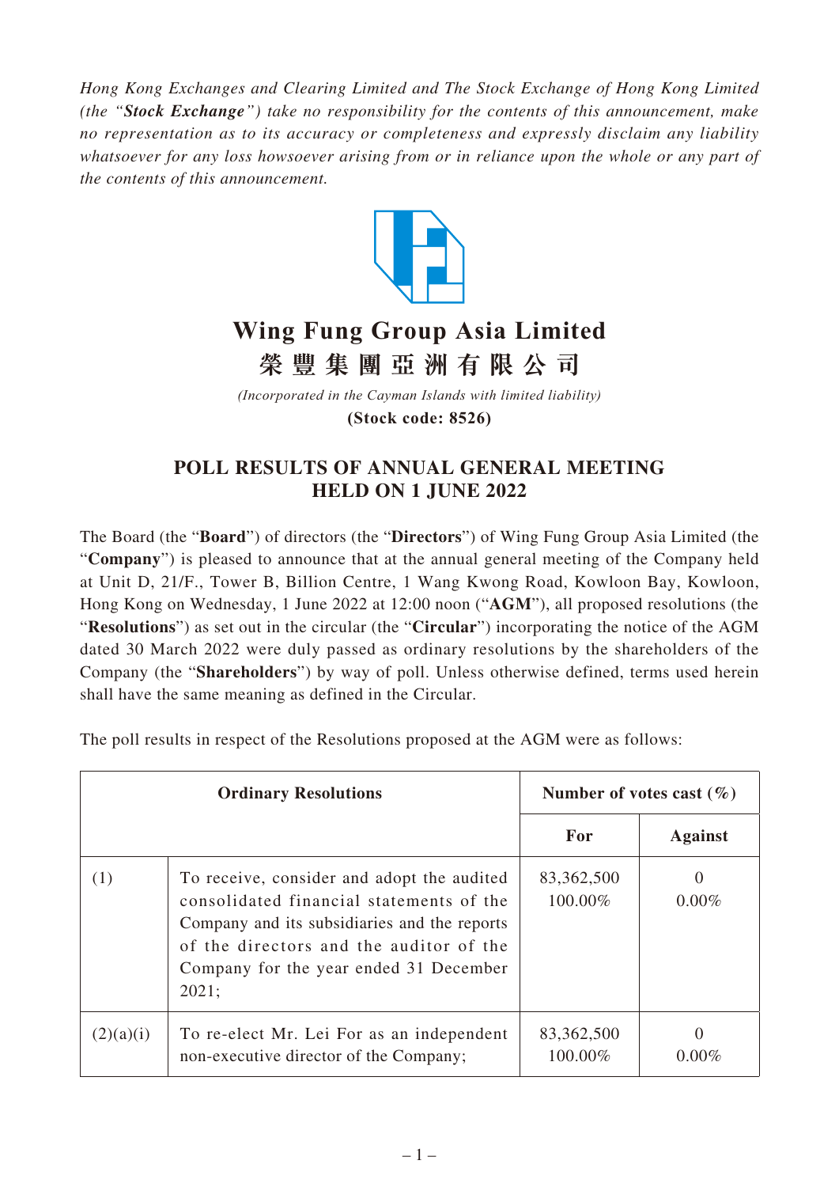*Hong Kong Exchanges and Clearing Limited and The Stock Exchange of Hong Kong Limited (the "**Stock Exchange**") take no responsibility for the contents of this announcement, make no representation as to its accuracy or completeness and expressly disclaim any liability whatsoever for any loss howsoever arising from or in reliance upon the whole or any part of the contents of this announcement.*

# Wing Fung Group Asia Limited

# 榮豐集團亞洲有限公司

*(Incorporated in the Cayman Islands with limited liability)*

**(Stock code: 8526)**

## POLL RESULTS OF ANNUAL GENERAL MEETING HELD ON 1 JUNE 2022

The Board (the "**Board**") of directors (the "**Directors**") of Wing Fung Group Asia Limited (the "**Company**") is pleased to announce that at the annual general meeting of the Company held at Unit D, 21/F., Tower B, Billion Centre, 1 Wang Kwong Road, Kowloon Bay, Kowloon, Hong Kong on Wednesday, 1 June 2022 at 12:00 noon ("**AGM**"), all proposed resolutions (the "**Resolutions**") as set out in the circular (the "**Circular**") incorporating the notice of the AGM dated 30 March 2022 were duly passed as ordinary resolutions by the shareholders of the Company (the "**Shareholders**") by way of poll. Unless otherwise defined, terms used herein shall have the same meaning as defined in the Circular.

The poll results in respect of the Resolutions proposed at the AGM were as follows:

| **Ordinary Resolutions** | | **Number of votes cast (%)** | |
|---|---|---|---|
| | | **For** | **Against** |
| (1) | To receive, consider and adopt the audited consolidated financial statements of the Company and its subsidiaries and the reports of the directors and the auditor of the Company for the year ended 31 December 2021; | 83,362,500<br>100.00% | 0<br>0.00% |
| (2)(a)(i) | To re-elect Mr. Lei For as an independent non-executive director of the Company; | 83,362,500<br>100.00% | 0<br>0.00% |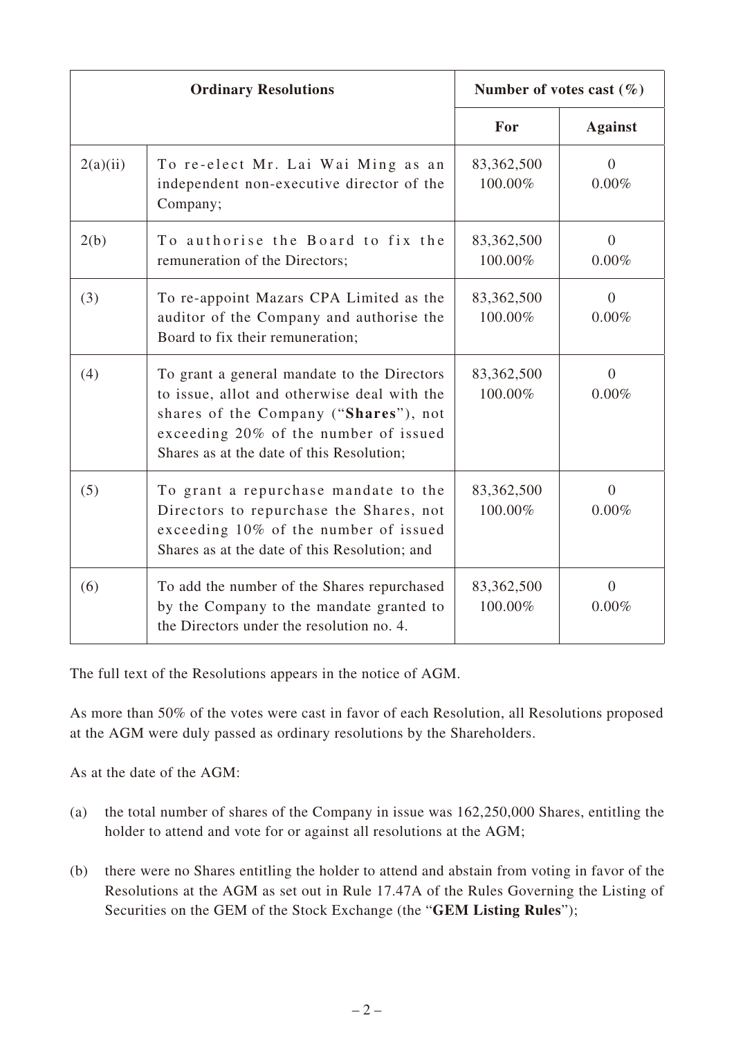| Ordinary Resolutions | | Number of votes cast (%) | |
|---|---|---|---|
| | | **For** | **Against** |
| 2(a)(ii) | To re-elect Mr. Lai Wai Ming as an independent non-executive director of the Company; | 83,362,500<br>100.00% | 0<br>0.00% |
| 2(b) | To authorise the Board to fix the remuneration of the Directors; | 83,362,500<br>100.00% | 0<br>0.00% |
| (3) | To re-appoint Mazars CPA Limited as the auditor of the Company and authorise the Board to fix their remuneration; | 83,362,500<br>100.00% | 0<br>0.00% |
| (4) | To grant a general mandate to the Directors to issue, allot and otherwise deal with the shares of the Company ("**Shares**"), not exceeding 20% of the number of issued Shares as at the date of this Resolution; | 83,362,500<br>100.00% | 0<br>0.00% |
| (5) | To grant a repurchase mandate to the Directors to repurchase the Shares, not exceeding 10% of the number of issued Shares as at the date of this Resolution; and | 83,362,500<br>100.00% | 0<br>0.00% |
| (6) | To add the number of the Shares repurchased by the Company to the mandate granted to the Directors under the resolution no. 4. | 83,362,500<br>100.00% | 0<br>0.00% |

The full text of the Resolutions appears in the notice of AGM.

As more than 50% of the votes were cast in favor of each Resolution, all Resolutions proposed at the AGM were duly passed as ordinary resolutions by the Shareholders.

As at the date of the AGM:

(a) the total number of shares of the Company in issue was 162,250,000 Shares, entitling the holder to attend and vote for or against all resolutions at the AGM;

(b) there were no Shares entitling the holder to attend and abstain from voting in favor of the Resolutions at the AGM as set out in Rule 17.47A of the Rules Governing the Listing of Securities on the GEM of the Stock Exchange (the "**GEM Listing Rules**");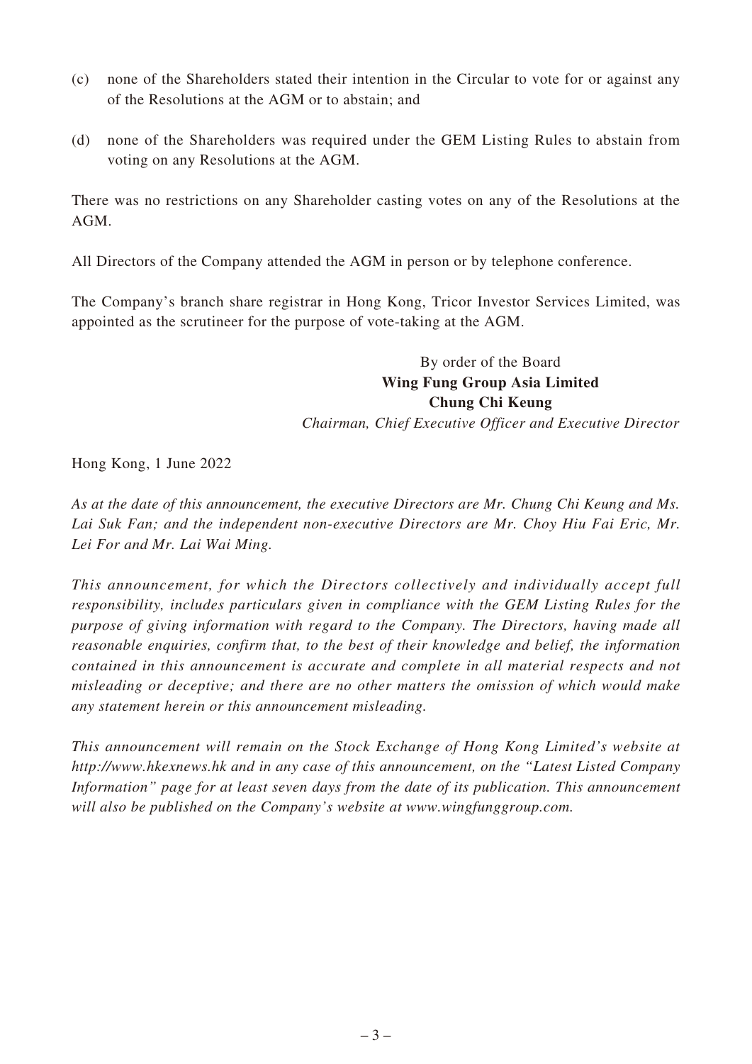(c) none of the Shareholders stated their intention in the Circular to vote for or against any of the Resolutions at the AGM or to abstain; and

(d) none of the Shareholders was required under the GEM Listing Rules to abstain from voting on any Resolutions at the AGM.

There was no restrictions on any Shareholder casting votes on any of the Resolutions at the AGM.

All Directors of the Company attended the AGM in person or by telephone conference.

The Company's branch share registrar in Hong Kong, Tricor Investor Services Limited, was appointed as the scrutineer for the purpose of vote-taking at the AGM.

By order of the Board
**Wing Fung Group Asia Limited**
**Chung Chi Keung**
*Chairman, Chief Executive Officer and Executive Director*

Hong Kong, 1 June 2022

*As at the date of this announcement, the executive Directors are Mr. Chung Chi Keung and Ms. Lai Suk Fan; and the independent non-executive Directors are Mr. Choy Hiu Fai Eric, Mr. Lei For and Mr. Lai Wai Ming.*

*This announcement, for which the Directors collectively and individually accept full responsibility, includes particulars given in compliance with the GEM Listing Rules for the purpose of giving information with regard to the Company. The Directors, having made all reasonable enquiries, confirm that, to the best of their knowledge and belief, the information contained in this announcement is accurate and complete in all material respects and not misleading or deceptive; and there are no other matters the omission of which would make any statement herein or this announcement misleading.*

*This announcement will remain on the Stock Exchange of Hong Kong Limited's website at http://www.hkexnews.hk and in any case of this announcement, on the "Latest Listed Company Information" page for at least seven days from the date of its publication. This announcement will also be published on the Company's website at www.wingfunggroup.com.*